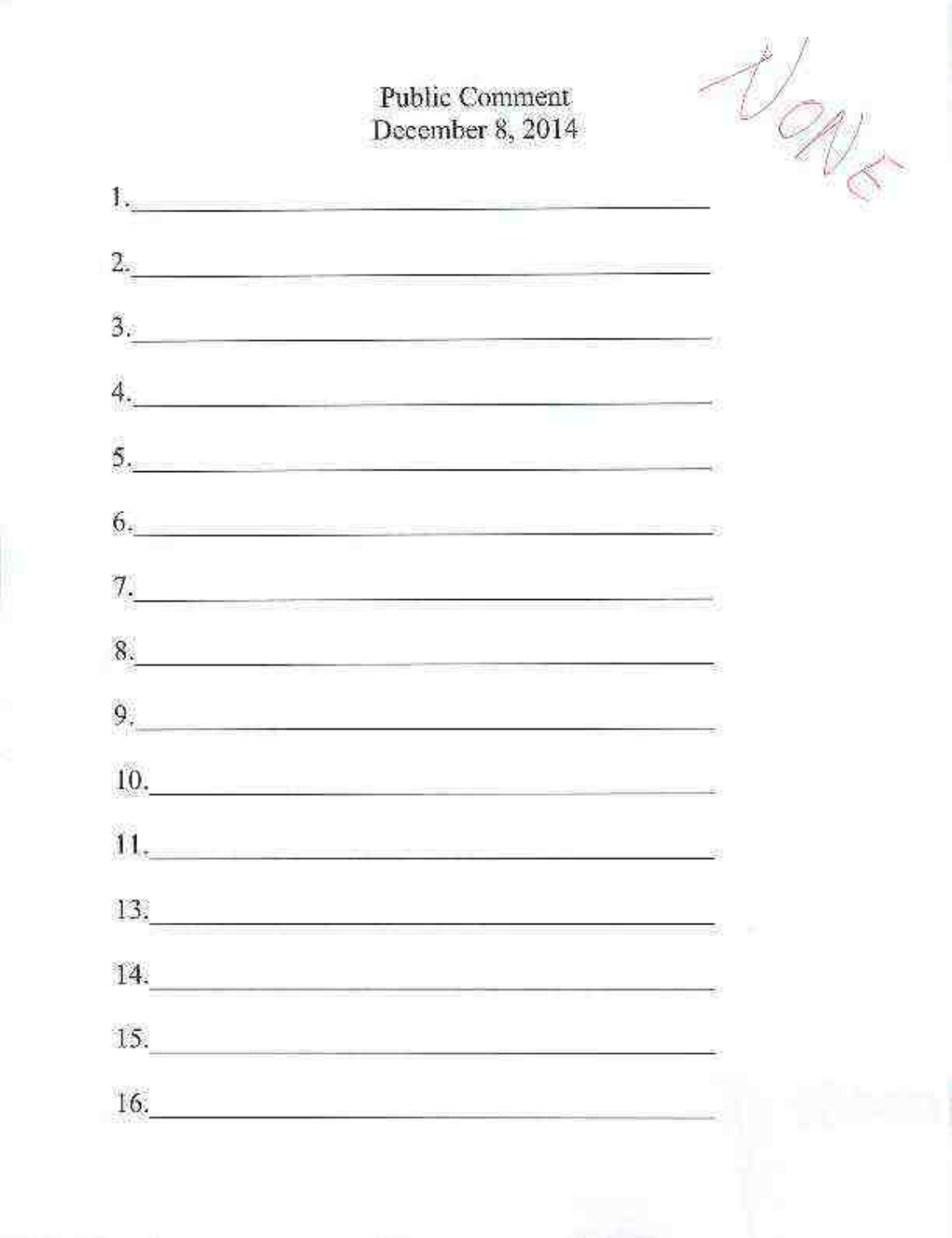# Public Comment
## December 8, 2014

NONE

1. \_\_\_\_\_\_\_\_\_\_\_\_\_\_\_\_\_\_\_\_\_\_\_\_\_\_\_\_\_\_\_\_\_\_\_\_\_\_\_\_\_\_\_\_\_\_

2. \_\_\_\_\_\_\_\_\_\_\_\_\_\_\_\_\_\_\_\_\_\_\_\_\_\_\_\_\_\_\_\_\_\_\_\_\_\_\_\_\_\_\_\_\_\_

3. \_\_\_\_\_\_\_\_\_\_\_\_\_\_\_\_\_\_\_\_\_\_\_\_\_\_\_\_\_\_\_\_\_\_\_\_\_\_\_\_\_\_\_\_\_\_

4. \_\_\_\_\_\_\_\_\_\_\_\_\_\_\_\_\_\_\_\_\_\_\_\_\_\_\_\_\_\_\_\_\_\_\_\_\_\_\_\_\_\_\_\_\_\_

5. \_\_\_\_\_\_\_\_\_\_\_\_\_\_\_\_\_\_\_\_\_\_\_\_\_\_\_\_\_\_\_\_\_\_\_\_\_\_\_\_\_\_\_\_\_\_

6. \_\_\_\_\_\_\_\_\_\_\_\_\_\_\_\_\_\_\_\_\_\_\_\_\_\_\_\_\_\_\_\_\_\_\_\_\_\_\_\_\_\_\_\_\_\_

7. \_\_\_\_\_\_\_\_\_\_\_\_\_\_\_\_\_\_\_\_\_\_\_\_\_\_\_\_\_\_\_\_\_\_\_\_\_\_\_\_\_\_\_\_\_\_

8. \_\_\_\_\_\_\_\_\_\_\_\_\_\_\_\_\_\_\_\_\_\_\_\_\_\_\_\_\_\_\_\_\_\_\_\_\_\_\_\_\_\_\_\_\_\_

9. \_\_\_\_\_\_\_\_\_\_\_\_\_\_\_\_\_\_\_\_\_\_\_\_\_\_\_\_\_\_\_\_\_\_\_\_\_\_\_\_\_\_\_\_\_\_

10. \_\_\_\_\_\_\_\_\_\_\_\_\_\_\_\_\_\_\_\_\_\_\_\_\_\_\_\_\_\_\_\_\_\_\_\_\_\_\_\_\_\_\_\_\_

11. \_\_\_\_\_\_\_\_\_\_\_\_\_\_\_\_\_\_\_\_\_\_\_\_\_\_\_\_\_\_\_\_\_\_\_\_\_\_\_\_\_\_\_\_\_

13. \_\_\_\_\_\_\_\_\_\_\_\_\_\_\_\_\_\_\_\_\_\_\_\_\_\_\_\_\_\_\_\_\_\_\_\_\_\_\_\_\_\_\_\_\_

14. \_\_\_\_\_\_\_\_\_\_\_\_\_\_\_\_\_\_\_\_\_\_\_\_\_\_\_\_\_\_\_\_\_\_\_\_\_\_\_\_\_\_\_\_\_

15. \_\_\_\_\_\_\_\_\_\_\_\_\_\_\_\_\_\_\_\_\_\_\_\_\_\_\_\_\_\_\_\_\_\_\_\_\_\_\_\_\_\_\_\_\_

16. \_\_\_\_\_\_\_\_\_\_\_\_\_\_\_\_\_\_\_\_\_\_\_\_\_\_\_\_\_\_\_\_\_\_\_\_\_\_\_\_\_\_\_\_\_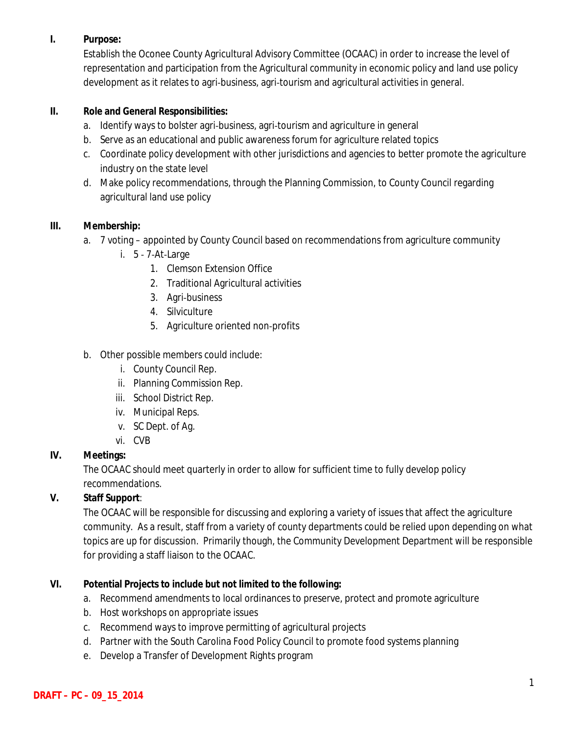**I. Purpose:**

Establish the Oconee County Agricultural Advisory Committee (OCAAC) in order to increase the level of representation and participation from the Agricultural community in economic policy and land use policy development as it relates to agri-business, agri-tourism and agricultural activities in general.

**II. Role and General Responsibilities:**

a. Identify ways to bolster agri-business, agri-tourism and agriculture in general
b. Serve as an educational and public awareness forum for agriculture related topics
c. Coordinate policy development with other jurisdictions and agencies to better promote the agriculture industry on the state level
d. Make policy recommendations, through the Planning Commission, to County Council regarding agricultural land use policy

**III. Membership:**

a. 7 voting – appointed by County Council based on recommendations from agriculture community
   i. 5 - 7-At-Large
      1. Clemson Extension Office
      2. Traditional Agricultural activities
      3. Agri-business
      4. Silviculture
      5. Agriculture oriented non-profits

b. Other possible members could include:
   i. County Council Rep.
   ii. Planning Commission Rep.
   iii. School District Rep.
   iv. Municipal Reps.
   v. SC Dept. of Ag.
   vi. CVB

**IV. Meetings:**

The OCAAC should meet quarterly in order to allow for sufficient time to fully develop policy recommendations.

**V. Staff Support**:

The OCAAC will be responsible for discussing and exploring a variety of issues that affect the agriculture community. As a result, staff from a variety of county departments could be relied upon depending on what topics are up for discussion. Primarily though, the Community Development Department will be responsible for providing a staff liaison to the OCAAC.

**VI. Potential Projects to include but not limited to the following:**

a. Recommend amendments to local ordinances to preserve, protect and promote agriculture
b. Host workshops on appropriate issues
c. Recommend ways to improve permitting of agricultural projects
d. Partner with the South Carolina Food Policy Council to promote food systems planning
e. Develop a Transfer of Development Rights program

DRAFT – PC – 09_15_2014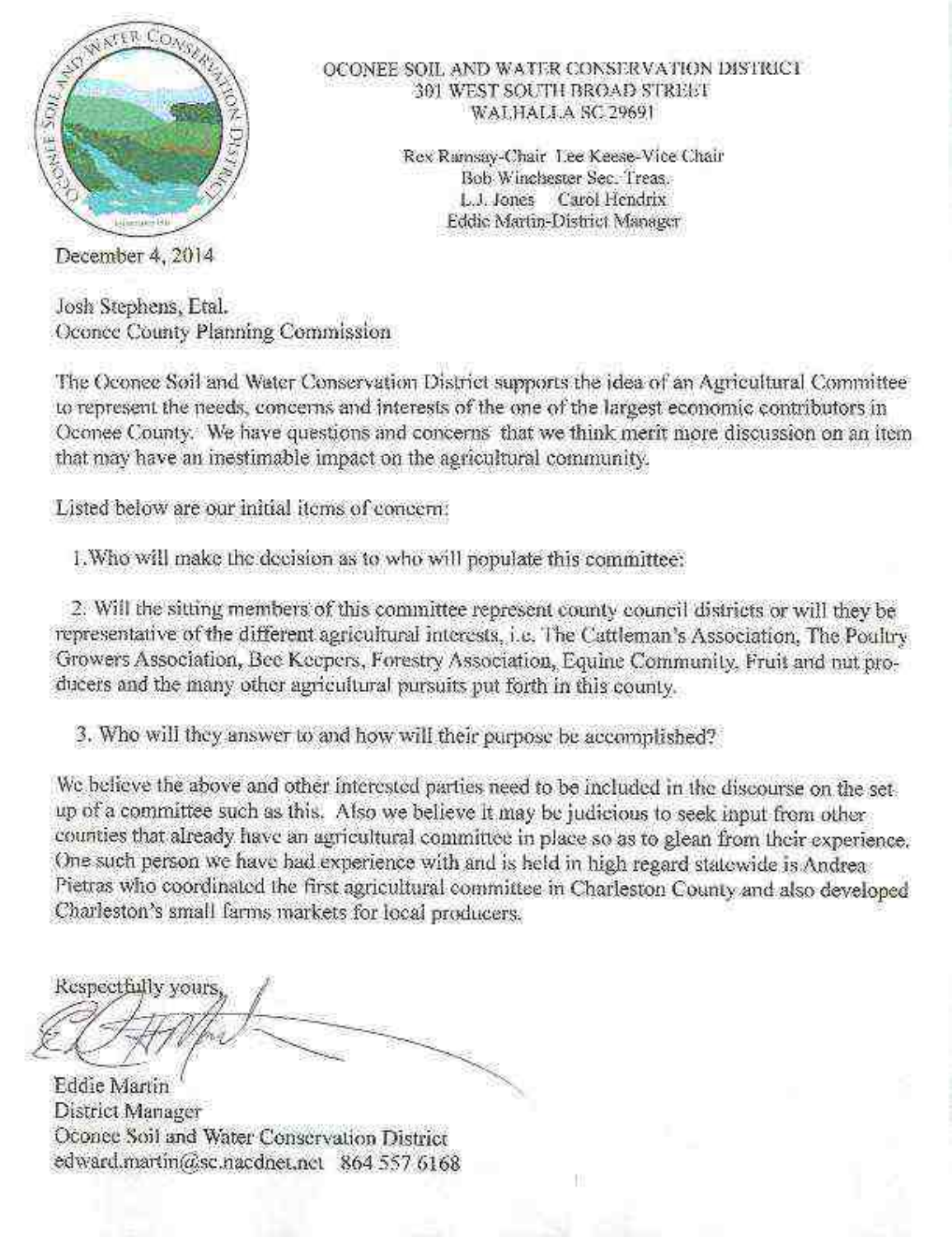OCONEE SOIL AND WATER CONSERVATION DISTRICT
301 WEST SOUTH BROAD STREET
WALHALLA SC 29691

Rex Ramsay-Chair Lee Keese-Vice Chair
Bob Winchester Sec. Treas.
L.J. Jones Carol Hendrix
Eddie Martin-District Manager

December 4, 2014

Josh Stephens, Etal.
Oconee County Planning Commission

The Oconee Soil and Water Conservation District supports the idea of an Agricultural Committee to represent the needs, concerns and interests of the one of the largest economic contributors in Oconee County. We have questions and concerns that we think merit more discussion on an item that may have an inestimable impact on the agricultural community.

Listed below are our initial items of concern:

1. Who will make the decision as to who will populate this committee:

2. Will the sitting members of this committee represent county council districts or will they be representative of the different agricultural interests, i.e. The Cattleman's Association, The Poultry Growers Association, Bee Keepers, Forestry Association, Equine Community, Fruit and nut producers and the many other agricultural pursuits put forth in this county.

3. Who will they answer to and how will their purpose be accomplished?

We believe the above and other interested parties need to be included in the discourse on the set up of a committee such as this. Also we believe it may be judicious to seek input from other counties that already have an agricultural committee in place so as to glean from their experience. One such person we have had experience with and is held in high regard statewide is Andrea Pietras who coordinated the first agricultural committee in Charleston County and also developed Charleston's small farms markets for local producers.

Respectfully yours,

Eddie Martin
District Manager
Oconee Soil and Water Conservation District
edward.martin@sc.nacdnet.net 864 557 6168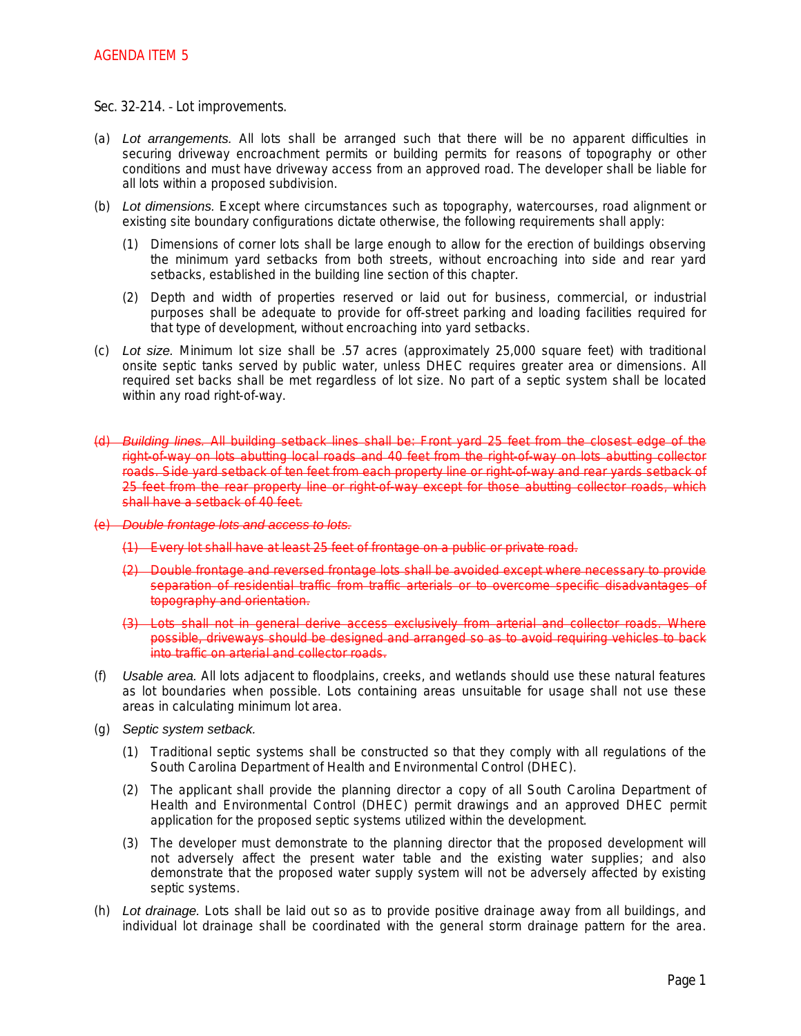AGENDA ITEM 5

Sec. 32-214. - Lot improvements.

(a) *Lot arrangements.* All lots shall be arranged such that there will be no apparent difficulties in securing driveway encroachment permits or building permits for reasons of topography or other conditions and must have driveway access from an approved road. The developer shall be liable for all lots within a proposed subdivision.

(b) *Lot dimensions.* Except where circumstances such as topography, watercourses, road alignment or existing site boundary configurations dictate otherwise, the following requirements shall apply:

   (1) Dimensions of corner lots shall be large enough to allow for the erection of buildings observing the minimum yard setbacks from both streets, without encroaching into side and rear yard setbacks, established in the building line section of this chapter.

   (2) Depth and width of properties reserved or laid out for business, commercial, or industrial purposes shall be adequate to provide for off-street parking and loading facilities required for that type of development, without encroaching into yard setbacks.

(c) *Lot size.* Minimum lot size shall be .57 acres (approximately 25,000 square feet) with traditional onsite septic tanks served by public water, unless DHEC requires greater area or dimensions. All required set backs shall be met regardless of lot size. No part of a septic system shall be located within any road right-of-way.

~~(d) *Building lines.* All building setback lines shall be: Front yard 25 feet from the closest edge of the right-of-way on lots abutting local roads and 40 feet from the right-of-way on lots abutting collector roads. Side yard setback of ten feet from each property line or right-of-way and rear yards setback of 25 feet from the rear property line or right-of-way except for those abutting collector roads, which shall have a setback of 40 feet.~~

~~(e) *Double frontage lots and access to lots.*~~

   ~~(1) Every lot shall have at least 25 feet of frontage on a public or private road.~~

   ~~(2) Double frontage and reversed frontage lots shall be avoided except where necessary to provide separation of residential traffic from traffic arterials or to overcome specific disadvantages of topography and orientation.~~

   ~~(3) Lots shall not in general derive access exclusively from arterial and collector roads. Where possible, driveways should be designed and arranged so as to avoid requiring vehicles to back into traffic on arterial and collector roads.~~

(f) *Usable area.* All lots adjacent to floodplains, creeks, and wetlands should use these natural features as lot boundaries when possible. Lots containing areas unsuitable for usage shall not use these areas in calculating minimum lot area.

(g) *Septic system setback.*

   (1) Traditional septic systems shall be constructed so that they comply with all regulations of the South Carolina Department of Health and Environmental Control (DHEC).

   (2) The applicant shall provide the planning director a copy of all South Carolina Department of Health and Environmental Control (DHEC) permit drawings and an approved DHEC permit application for the proposed septic systems utilized within the development.

   (3) The developer must demonstrate to the planning director that the proposed development will not adversely affect the present water table and the existing water supplies; and also demonstrate that the proposed water supply system will not be adversely affected by existing septic systems.

(h) *Lot drainage.* Lots shall be laid out so as to provide positive drainage away from all buildings, and individual lot drainage shall be coordinated with the general storm drainage pattern for the area.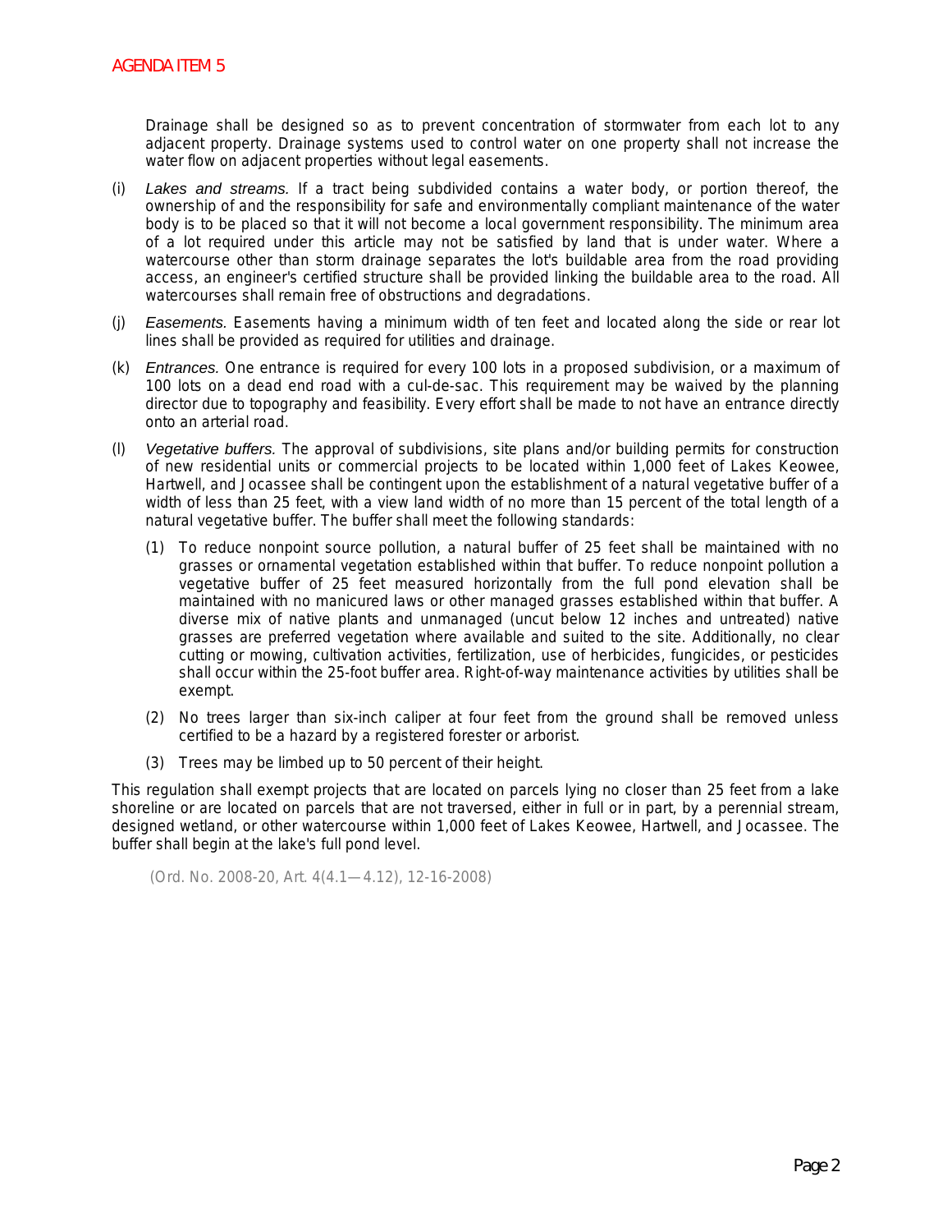Drainage shall be designed so as to prevent concentration of stormwater from each lot to any adjacent property. Drainage systems used to control water on one property shall not increase the water flow on adjacent properties without legal easements.

(i) *Lakes and streams.* If a tract being subdivided contains a water body, or portion thereof, the ownership of and the responsibility for safe and environmentally compliant maintenance of the water body is to be placed so that it will not become a local government responsibility. The minimum area of a lot required under this article may not be satisfied by land that is under water. Where a watercourse other than storm drainage separates the lot's buildable area from the road providing access, an engineer's certified structure shall be provided linking the buildable area to the road. All watercourses shall remain free of obstructions and degradations.

(j) *Easements.* Easements having a minimum width of ten feet and located along the side or rear lot lines shall be provided as required for utilities and drainage.

(k) *Entrances.* One entrance is required for every 100 lots in a proposed subdivision, or a maximum of 100 lots on a dead end road with a cul-de-sac. This requirement may be waived by the planning director due to topography and feasibility. Every effort shall be made to not have an entrance directly onto an arterial road.

(l) *Vegetative buffers.* The approval of subdivisions, site plans and/or building permits for construction of new residential units or commercial projects to be located within 1,000 feet of Lakes Keowee, Hartwell, and Jocassee shall be contingent upon the establishment of a natural vegetative buffer of a width of less than 25 feet, with a view land width of no more than 15 percent of the total length of a natural vegetative buffer. The buffer shall meet the following standards:

  (1) To reduce nonpoint source pollution, a natural buffer of 25 feet shall be maintained with no grasses or ornamental vegetation established within that buffer. To reduce nonpoint pollution a vegetative buffer of 25 feet measured horizontally from the full pond elevation shall be maintained with no manicured laws or other managed grasses established within that buffer. A diverse mix of native plants and unmanaged (uncut below 12 inches and untreated) native grasses are preferred vegetation where available and suited to the site. Additionally, no clear cutting or mowing, cultivation activities, fertilization, use of herbicides, fungicides, or pesticides shall occur within the 25-foot buffer area. Right-of-way maintenance activities by utilities shall be exempt.

  (2) No trees larger than six-inch caliper at four feet from the ground shall be removed unless certified to be a hazard by a registered forester or arborist.

  (3) Trees may be limbed up to 50 percent of their height.

This regulation shall exempt projects that are located on parcels lying no closer than 25 feet from a lake shoreline or are located on parcels that are not traversed, either in full or in part, by a perennial stream, designed wetland, or other watercourse within 1,000 feet of Lakes Keowee, Hartwell, and Jocassee. The buffer shall begin at the lake's full pond level.

(Ord. No. 2008-20, Art. 4(4.1—4.12), 12-16-2008)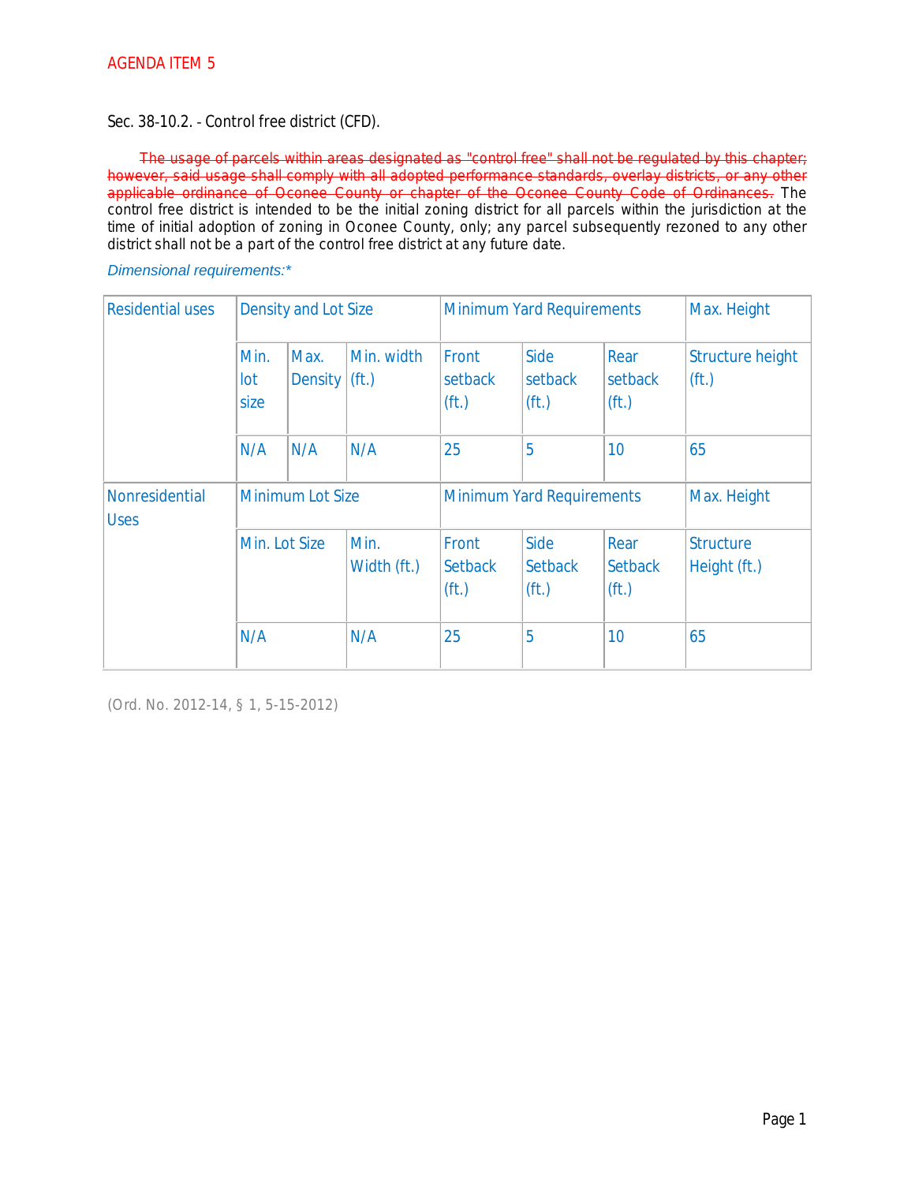AGENDA ITEM 5

Sec. 38-10.2. - Control free district (CFD).

~~The usage of parcels within areas designated as "control free" shall not be regulated by this chapter; however, said usage shall comply with all adopted performance standards, overlay districts, or any other applicable ordinance of Oconee County or chapter of the Oconee County Code of Ordinances.~~ The control free district is intended to be the initial zoning district for all parcels within the jurisdiction at the time of initial adoption of zoning in Oconee County, only; any parcel subsequently rezoned to any other district shall not be a part of the control free district at any future date.

*Dimensional requirements:**

| Residential uses | Density and Lot Size | | | Minimum Yard Requirements | | | Max. Height |
|---|---|---|---|---|---|---|---|
| | Min. lot size | Max. Density | Min. width (ft.) | Front setback (ft.) | Side setback (ft.) | Rear setback (ft.) | Structure height (ft.) |
| | N/A | N/A | N/A | 25 | 5 | 10 | 65 |
| Nonresidential Uses | Minimum Lot Size | | | Minimum Yard Requirements | | | Max. Height |
| | Min. Lot Size | | Min. Width (ft.) | Front Setback (ft.) | Side Setback (ft.) | Rear Setback (ft.) | Structure Height (ft.) |
| | N/A | | N/A | 25 | 5 | 10 | 65 |

(Ord. No. 2012-14, § 1, 5-15-2012)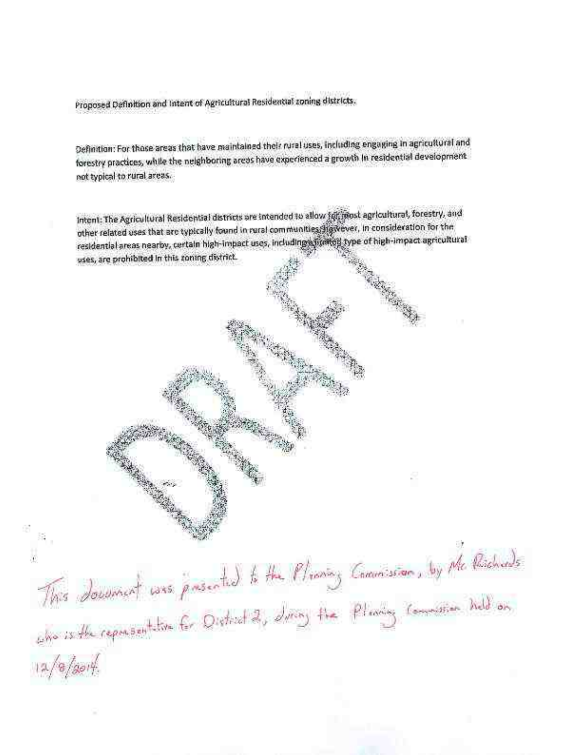Proposed Definition and Intent of Agricultural Residential zoning districts.

Definition: For those areas that have maintained their rural uses, including engaging in agricultural and forestry practices, while the neighboring areas have experienced a growth in residential development not typical to rural areas.

Intent: The Agricultural Residential districts are intended to allow for most agricultural, forestry, and other related uses that are typically found in rural communities. However, in consideration for the residential areas nearby, certain high-impact uses, including a limited type of high-impact agricultural uses, are prohibited in this zoning district.

DRAFT

This document was presented to the Planning Commission, by Mr Richards who is the representative for District 2, during the Planning Commission held on 12/8/2014.